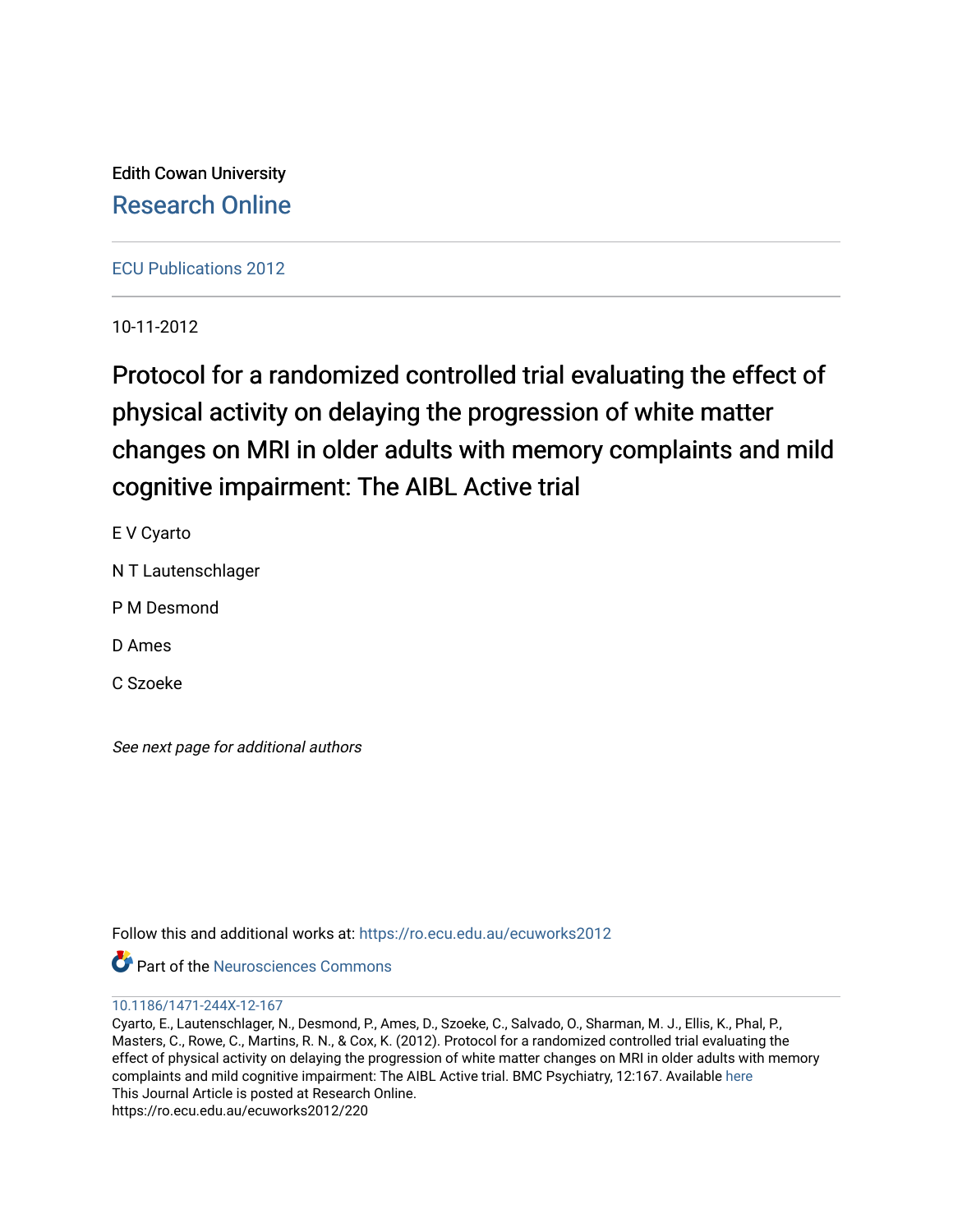Edith Cowan University

Research Online

ECU Publications 2012

10-11-2012

# Protocol for a randomized controlled trial evaluating the effect of physical activity on delaying the progression of white matter changes on MRI in older adults with memory complaints and mild cognitive impairment: The AIBL Active trial

E V Cyarto

N T Lautenschlager

P M Desmond

D Ames

C Szoeke

*See next page for additional authors*

Follow this and additional works at: https://ro.ecu.edu.au/ecuworks2012

Part of the Neurosciences Commons

10.1186/1471-244X-12-167

Cyarto, E., Lautenschlager, N., Desmond, P., Ames, D., Szoeke, C., Salvado, O., Sharman, M. J., Ellis, K., Phal, P., Masters, C., Rowe, C., Martins, R. N., & Cox, K. (2012). Protocol for a randomized controlled trial evaluating the effect of physical activity on delaying the progression of white matter changes on MRI in older adults with memory complaints and mild cognitive impairment: The AIBL Active trial. BMC Psychiatry, 12:167. Available here

This Journal Article is posted at Research Online.

https://ro.ecu.edu.au/ecuworks2012/220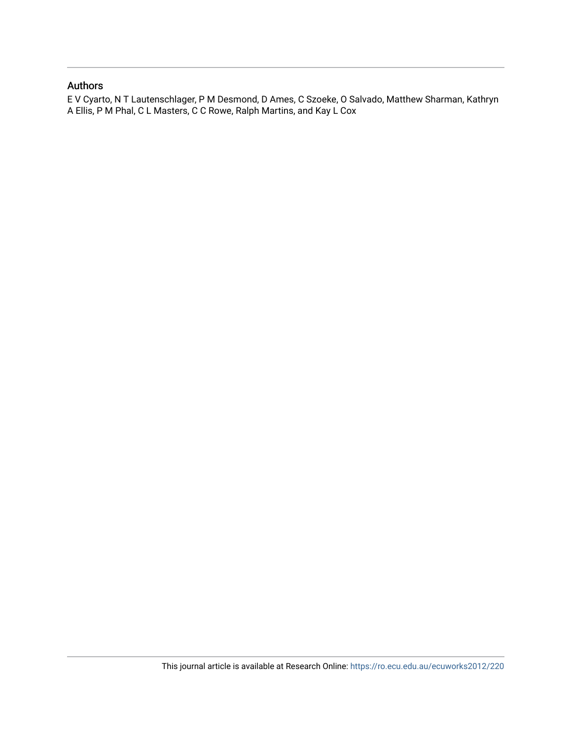## Authors

E V Cyarto, N T Lautenschlager, P M Desmond, D Ames, C Szoeke, O Salvado, Matthew Sharman, Kathryn A Ellis, P M Phal, C L Masters, C C Rowe, Ralph Martins, and Kay L Cox

This journal article is available at Research Online: https://ro.ecu.edu.au/ecuworks2012/220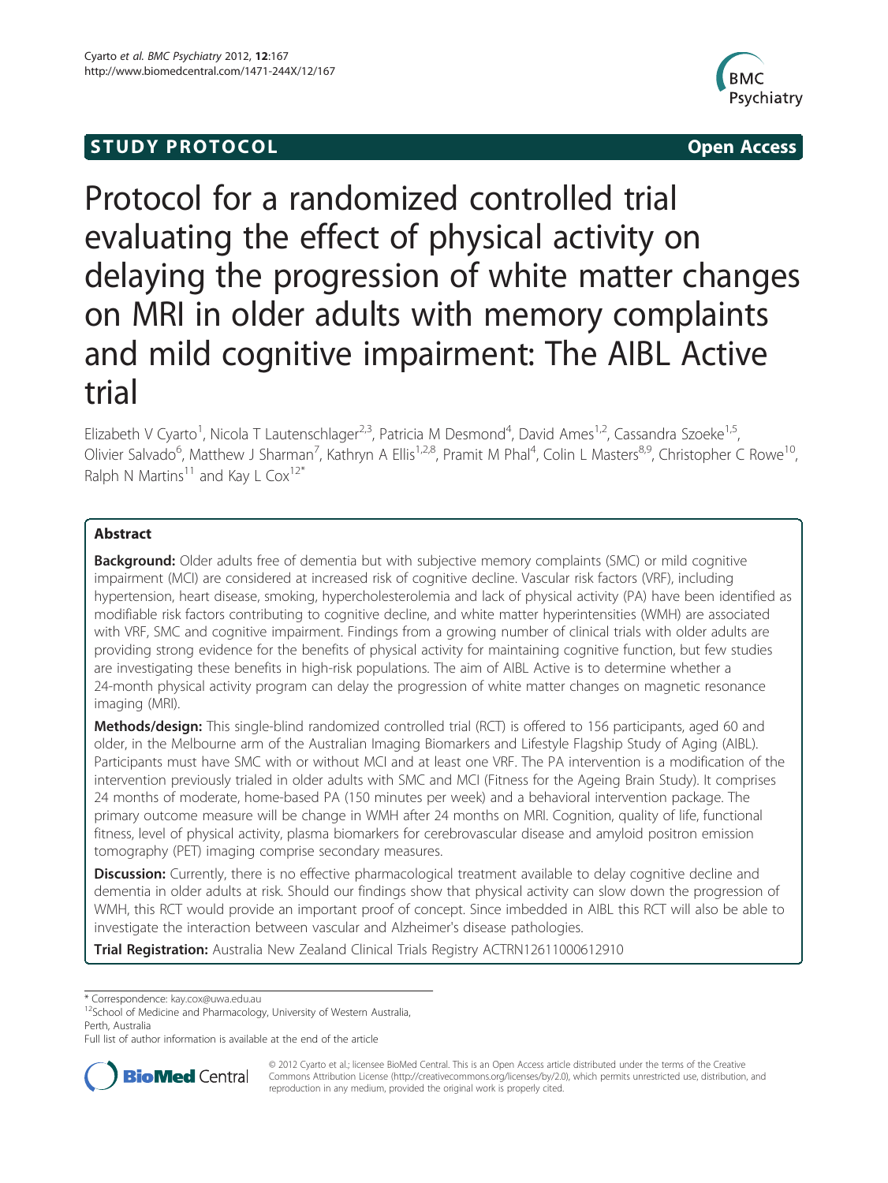# Protocol for a randomized controlled trial evaluating the effect of physical activity on delaying the progression of white matter changes on MRI in older adults with memory complaints and mild cognitive impairment: The AIBL Active trial

Elizabeth V Cyarto[1], Nicola T Lautenschlager[2,3], Patricia M Desmond[4], David Ames[1,2], Cassandra Szoeke[1,5], Olivier Salvado[6], Matthew J Sharman[7], Kathryn A Ellis[1,2,8], Pramit M Phal[4], Colin L Masters[8,9], Christopher C Rowe[10], Ralph N Martins[11] and Kay L Cox[12*]

## Abstract

**Background:** Older adults free of dementia but with subjective memory complaints (SMC) or mild cognitive impairment (MCI) are considered at increased risk of cognitive decline. Vascular risk factors (VRF), including hypertension, heart disease, smoking, hypercholesterolemia and lack of physical activity (PA) have been identified as modifiable risk factors contributing to cognitive decline, and white matter hyperintensities (WMH) are associated with VRF, SMC and cognitive impairment. Findings from a growing number of clinical trials with older adults are providing strong evidence for the benefits of physical activity for maintaining cognitive function, but few studies are investigating these benefits in high-risk populations. The aim of AIBL Active is to determine whether a 24-month physical activity program can delay the progression of white matter changes on magnetic resonance imaging (MRI).

**Methods/design:** This single-blind randomized controlled trial (RCT) is offered to 156 participants, aged 60 and older, in the Melbourne arm of the Australian Imaging Biomarkers and Lifestyle Flagship Study of Aging (AIBL). Participants must have SMC with or without MCI and at least one VRF. The PA intervention is a modification of the intervention previously trialed in older adults with SMC and MCI (Fitness for the Ageing Brain Study). It comprises 24 months of moderate, home-based PA (150 minutes per week) and a behavioral intervention package. The primary outcome measure will be change in WMH after 24 months on MRI. Cognition, quality of life, functional fitness, level of physical activity, plasma biomarkers for cerebrovascular disease and amyloid positron emission tomography (PET) imaging comprise secondary measures.

**Discussion:** Currently, there is no effective pharmacological treatment available to delay cognitive decline and dementia in older adults at risk. Should our findings show that physical activity can slow down the progression of WMH, this RCT would provide an important proof of concept. Since imbedded in AIBL this RCT will also be able to investigate the interaction between vascular and Alzheimer's disease pathologies.

**Trial Registration:** Australia New Zealand Clinical Trials Registry ACTRN12611000612910

\* Correspondence: kay.cox@uwa.edu.au
[12]School of Medicine and Pharmacology, University of Western Australia, Perth, Australia
Full list of author information is available at the end of the article

© 2012 Cyarto et al.; licensee BioMed Central. This is an Open Access article distributed under the terms of the Creative Commons Attribution License (http://creativecommons.org/licenses/by/2.0), which permits unrestricted use, distribution, and reproduction in any medium, provided the original work is properly cited.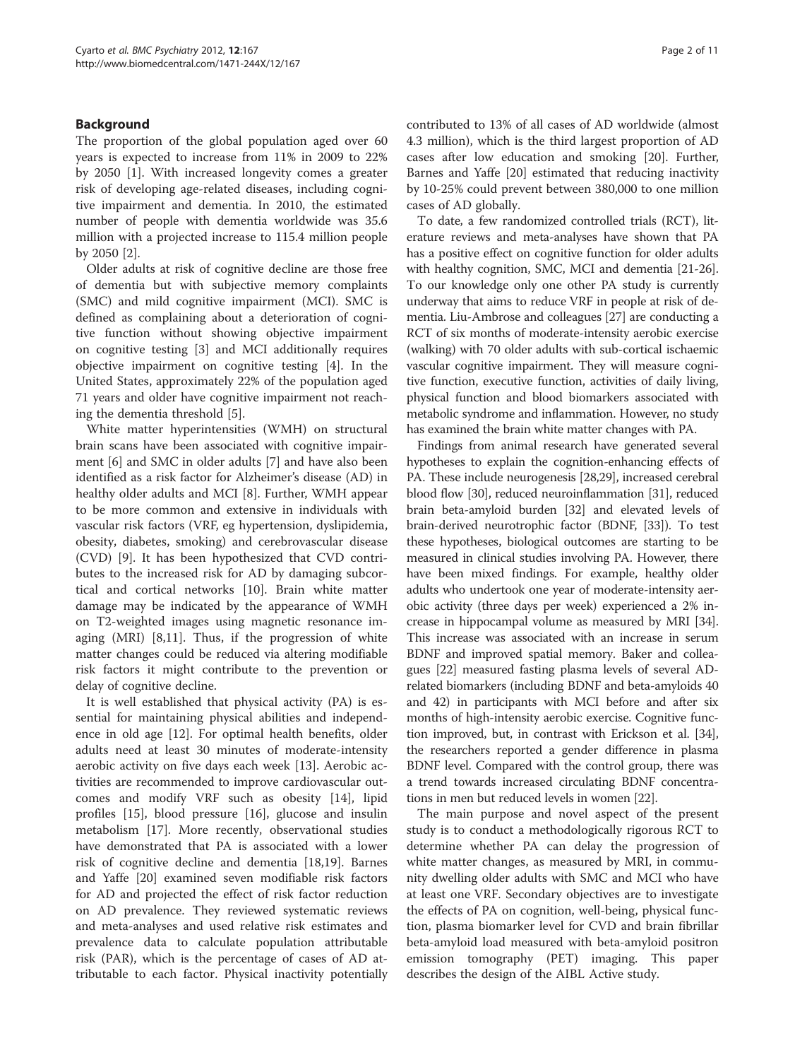## Background

The proportion of the global population aged over 60 years is expected to increase from 11% in 2009 to 22% by 2050 [1]. With increased longevity comes a greater risk of developing age-related diseases, including cognitive impairment and dementia. In 2010, the estimated number of people with dementia worldwide was 35.6 million with a projected increase to 115.4 million people by 2050 [2].

Older adults at risk of cognitive decline are those free of dementia but with subjective memory complaints (SMC) and mild cognitive impairment (MCI). SMC is defined as complaining about a deterioration of cognitive function without showing objective impairment on cognitive testing [3] and MCI additionally requires objective impairment on cognitive testing [4]. In the United States, approximately 22% of the population aged 71 years and older have cognitive impairment not reaching the dementia threshold [5].

White matter hyperintensities (WMH) on structural brain scans have been associated with cognitive impairment [6] and SMC in older adults [7] and have also been identified as a risk factor for Alzheimer's disease (AD) in healthy older adults and MCI [8]. Further, WMH appear to be more common and extensive in individuals with vascular risk factors (VRF, eg hypertension, dyslipidemia, obesity, diabetes, smoking) and cerebrovascular disease (CVD) [9]. It has been hypothesized that CVD contributes to the increased risk for AD by damaging subcortical and cortical networks [10]. Brain white matter damage may be indicated by the appearance of WMH on T2-weighted images using magnetic resonance imaging (MRI) [8,11]. Thus, if the progression of white matter changes could be reduced via altering modifiable risk factors it might contribute to the prevention or delay of cognitive decline.

It is well established that physical activity (PA) is essential for maintaining physical abilities and independence in old age [12]. For optimal health benefits, older adults need at least 30 minutes of moderate-intensity aerobic activity on five days each week [13]. Aerobic activities are recommended to improve cardiovascular outcomes and modify VRF such as obesity [14], lipid profiles [15], blood pressure [16], glucose and insulin metabolism [17]. More recently, observational studies have demonstrated that PA is associated with a lower risk of cognitive decline and dementia [18,19]. Barnes and Yaffe [20] examined seven modifiable risk factors for AD and projected the effect of risk factor reduction on AD prevalence. They reviewed systematic reviews and meta-analyses and used relative risk estimates and prevalence data to calculate population attributable risk (PAR), which is the percentage of cases of AD attributable to each factor. Physical inactivity potentially contributed to 13% of all cases of AD worldwide (almost 4.3 million), which is the third largest proportion of AD cases after low education and smoking [20]. Further, Barnes and Yaffe [20] estimated that reducing inactivity by 10-25% could prevent between 380,000 to one million cases of AD globally.

To date, a few randomized controlled trials (RCT), literature reviews and meta-analyses have shown that PA has a positive effect on cognitive function for older adults with healthy cognition, SMC, MCI and dementia [21-26]. To our knowledge only one other PA study is currently underway that aims to reduce VRF in people at risk of dementia. Liu-Ambrose and colleagues [27] are conducting a RCT of six months of moderate-intensity aerobic exercise (walking) with 70 older adults with sub-cortical ischaemic vascular cognitive impairment. They will measure cognitive function, executive function, activities of daily living, physical function and blood biomarkers associated with metabolic syndrome and inflammation. However, no study has examined the brain white matter changes with PA.

Findings from animal research have generated several hypotheses to explain the cognition-enhancing effects of PA. These include neurogenesis [28,29], increased cerebral blood flow [30], reduced neuroinflammation [31], reduced brain beta-amyloid burden [32] and elevated levels of brain-derived neurotrophic factor (BDNF, [33]). To test these hypotheses, biological outcomes are starting to be measured in clinical studies involving PA. However, there have been mixed findings. For example, healthy older adults who undertook one year of moderate-intensity aerobic activity (three days per week) experienced a 2% increase in hippocampal volume as measured by MRI [34]. This increase was associated with an increase in serum BDNF and improved spatial memory. Baker and colleagues [22] measured fasting plasma levels of several AD-related biomarkers (including BDNF and beta-amyloids 40 and 42) in participants with MCI before and after six months of high-intensity aerobic exercise. Cognitive function improved, but, in contrast with Erickson et al. [34], the researchers reported a gender difference in plasma BDNF level. Compared with the control group, there was a trend towards increased circulating BDNF concentrations in men but reduced levels in women [22].

The main purpose and novel aspect of the present study is to conduct a methodologically rigorous RCT to determine whether PA can delay the progression of white matter changes, as measured by MRI, in community dwelling older adults with SMC and MCI who have at least one VRF. Secondary objectives are to investigate the effects of PA on cognition, well-being, physical function, plasma biomarker level for CVD and brain fibrillar beta-amyloid load measured with beta-amyloid positron emission tomography (PET) imaging. This paper describes the design of the AIBL Active study.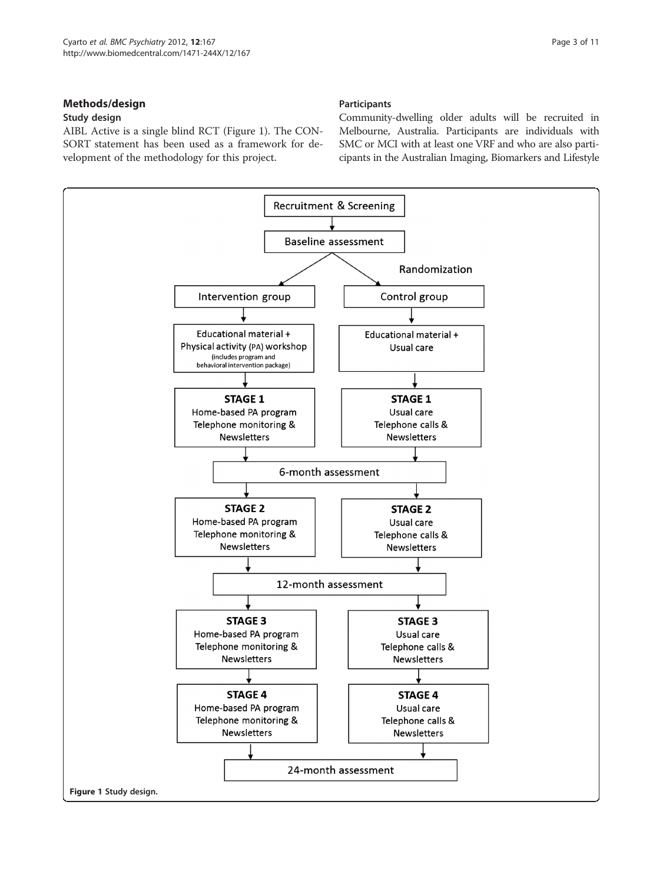## Methods/design

### Study design

AIBL Active is a single blind RCT (Figure 1). The CONSORT statement has been used as a framework for development of the methodology for this project.

### Participants

Community-dwelling older adults will be recruited in Melbourne, Australia. Participants are individuals with SMC or MCI with at least one VRF and who are also participants in the Australian Imaging, Biomarkers and Lifestyle

Figure 1 Study design.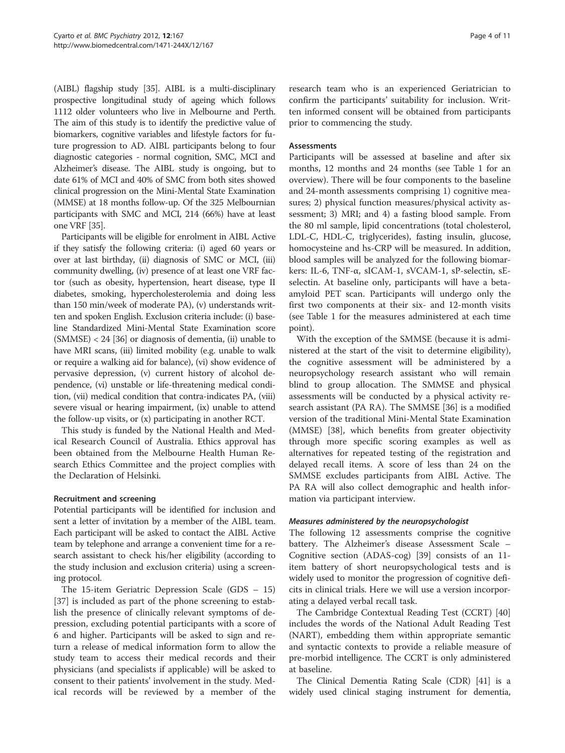(AIBL) flagship study [35]. AIBL is a multi-disciplinary prospective longitudinal study of ageing which follows 1112 older volunteers who live in Melbourne and Perth. The aim of this study is to identify the predictive value of biomarkers, cognitive variables and lifestyle factors for future progression to AD. AIBL participants belong to four diagnostic categories - normal cognition, SMC, MCI and Alzheimer's disease. The AIBL study is ongoing, but to date 61% of MCI and 40% of SMC from both sites showed clinical progression on the Mini-Mental State Examination (MMSE) at 18 months follow-up. Of the 325 Melbournian participants with SMC and MCI, 214 (66%) have at least one VRF [35].

Participants will be eligible for enrolment in AIBL Active if they satisfy the following criteria: (i) aged 60 years or over at last birthday, (ii) diagnosis of SMC or MCI, (iii) community dwelling, (iv) presence of at least one VRF factor (such as obesity, hypertension, heart disease, type II diabetes, smoking, hypercholesterolemia and doing less than 150 min/week of moderate PA), (v) understands written and spoken English. Exclusion criteria include: (i) baseline Standardized Mini-Mental State Examination score (SMMSE) < 24 [36] or diagnosis of dementia, (ii) unable to have MRI scans, (iii) limited mobility (e.g. unable to walk or require a walking aid for balance), (vi) show evidence of pervasive depression, (v) current history of alcohol dependence, (vi) unstable or life-threatening medical condition, (vii) medical condition that contra-indicates PA, (viii) severe visual or hearing impairment, (ix) unable to attend the follow-up visits, or (x) participating in another RCT.

This study is funded by the National Health and Medical Research Council of Australia. Ethics approval has been obtained from the Melbourne Health Human Research Ethics Committee and the project complies with the Declaration of Helsinki.

### Recruitment and screening

Potential participants will be identified for inclusion and sent a letter of invitation by a member of the AIBL team. Each participant will be asked to contact the AIBL Active team by telephone and arrange a convenient time for a research assistant to check his/her eligibility (according to the study inclusion and exclusion criteria) using a screening protocol.

The 15-item Geriatric Depression Scale (GDS – 15) [37] is included as part of the phone screening to establish the presence of clinically relevant symptoms of depression, excluding potential participants with a score of 6 and higher. Participants will be asked to sign and return a release of medical information form to allow the study team to access their medical records and their physicians (and specialists if applicable) will be asked to consent to their patients' involvement in the study. Medical records will be reviewed by a member of the research team who is an experienced Geriatrician to confirm the participants' suitability for inclusion. Written informed consent will be obtained from participants prior to commencing the study.

### Assessments

Participants will be assessed at baseline and after six months, 12 months and 24 months (see Table 1 for an overview). There will be four components to the baseline and 24-month assessments comprising 1) cognitive measures; 2) physical function measures/physical activity assessment; 3) MRI; and 4) a fasting blood sample. From the 80 ml sample, lipid concentrations (total cholesterol, LDL-C, HDL-C, triglycerides), fasting insulin, glucose, homocysteine and hs-CRP will be measured. In addition, blood samples will be analyzed for the following biomarkers: IL-6, TNF-α, sICAM-1, sVCAM-1, sP-selectin, sE-selectin. At baseline only, participants will have a beta-amyloid PET scan. Participants will undergo only the first two components at their six- and 12-month visits (see Table 1 for the measures administered at each time point).

With the exception of the SMMSE (because it is administered at the start of the visit to determine eligibility), the cognitive assessment will be administered by a neuropsychology research assistant who will remain blind to group allocation. The SMMSE and physical assessments will be conducted by a physical activity research assistant (PA RA). The SMMSE [36] is a modified version of the traditional Mini-Mental State Examination (MMSE) [38], which benefits from greater objectivity through more specific scoring examples as well as alternatives for repeated testing of the registration and delayed recall items. A score of less than 24 on the SMMSE excludes participants from AIBL Active. The PA RA will also collect demographic and health information via participant interview.

#### *Measures administered by the neuropsychologist*

The following 12 assessments comprise the cognitive battery. The Alzheimer's disease Assessment Scale – Cognitive section (ADAS-cog) [39] consists of an 11-item battery of short neuropsychological tests and is widely used to monitor the progression of cognitive deficits in clinical trials. Here we will use a version incorporating a delayed verbal recall task.

The Cambridge Contextual Reading Test (CCRT) [40] includes the words of the National Adult Reading Test (NART), embedding them within appropriate semantic and syntactic contexts to provide a reliable measure of pre-morbid intelligence. The CCRT is only administered at baseline.

The Clinical Dementia Rating Scale (CDR) [41] is a widely used clinical staging instrument for dementia,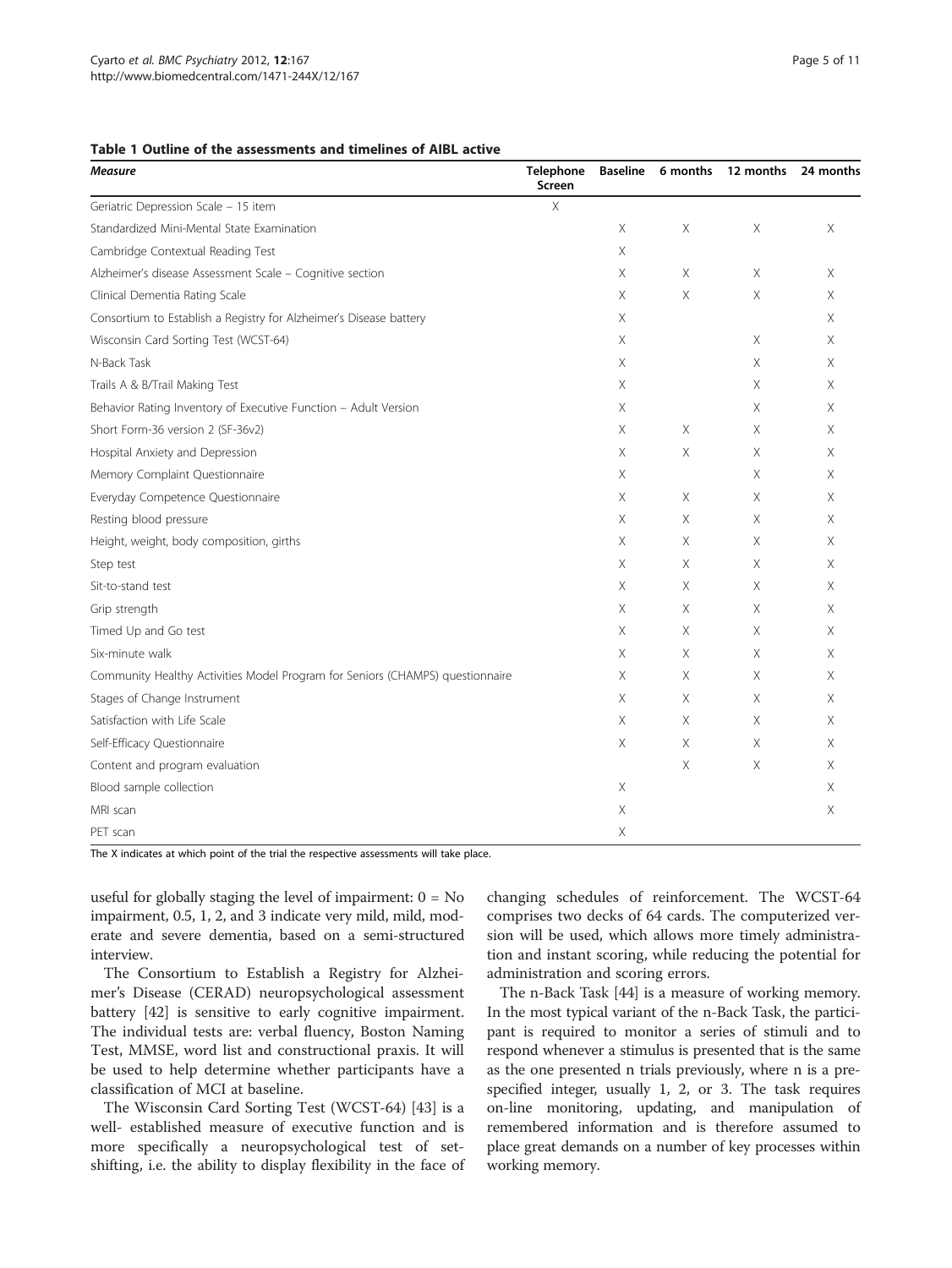**Table 1 Outline of the assessments and timelines of AIBL active**

| *Measure* | Telephone Screen | Baseline | 6 months | 12 months | 24 months |
| --- | --- | --- | --- | --- | --- |
| Geriatric Depression Scale – 15 item | X | | | | |
| Standardized Mini-Mental State Examination | | X | X | X | X |
| Cambridge Contextual Reading Test | | X | | | |
| Alzheimer's disease Assessment Scale – Cognitive section | | X | X | X | X |
| Clinical Dementia Rating Scale | | X | X | X | X |
| Consortium to Establish a Registry for Alzheimer's Disease battery | | X | | | X |
| Wisconsin Card Sorting Test (WCST-64) | | X | | X | X |
| N-Back Task | | X | | X | X |
| Trails A & B/Trail Making Test | | X | | X | X |
| Behavior Rating Inventory of Executive Function – Adult Version | | X | | X | X |
| Short Form-36 version 2 (SF-36v2) | | X | X | X | X |
| Hospital Anxiety and Depression | | X | X | X | X |
| Memory Complaint Questionnaire | | X | | X | X |
| Everyday Competence Questionnaire | | X | X | X | X |
| Resting blood pressure | | X | X | X | X |
| Height, weight, body composition, girths | | X | X | X | X |
| Step test | | X | X | X | X |
| Sit-to-stand test | | X | X | X | X |
| Grip strength | | X | X | X | X |
| Timed Up and Go test | | X | X | X | X |
| Six-minute walk | | X | X | X | X |
| Community Healthy Activities Model Program for Seniors (CHAMPS) questionnaire | | X | X | X | X |
| Stages of Change Instrument | | X | X | X | X |
| Satisfaction with Life Scale | | X | X | X | X |
| Self-Efficacy Questionnaire | | X | X | X | X |
| Content and program evaluation | | | X | X | X |
| Blood sample collection | | X | | | X |
| MRI scan | | X | | | X |
| PET scan | | X | | | |

The X indicates at which point of the trial the respective assessments will take place.

useful for globally staging the level of impairment: 0 = No impairment, 0.5, 1, 2, and 3 indicate very mild, mild, moderate and severe dementia, based on a semi-structured interview.

The Consortium to Establish a Registry for Alzheimer's Disease (CERAD) neuropsychological assessment battery [42] is sensitive to early cognitive impairment. The individual tests are: verbal fluency, Boston Naming Test, MMSE, word list and constructional praxis. It will be used to help determine whether participants have a classification of MCI at baseline.

The Wisconsin Card Sorting Test (WCST-64) [43] is a well- established measure of executive function and is more specifically a neuropsychological test of set-shifting, i.e. the ability to display flexibility in the face of changing schedules of reinforcement. The WCST-64 comprises two decks of 64 cards. The computerized version will be used, which allows more timely administration and instant scoring, while reducing the potential for administration and scoring errors.

The n-Back Task [44] is a measure of working memory. In the most typical variant of the n-Back Task, the participant is required to monitor a series of stimuli and to respond whenever a stimulus is presented that is the same as the one presented n trials previously, where n is a pre-specified integer, usually 1, 2, or 3. The task requires on-line monitoring, updating, and manipulation of remembered information and is therefore assumed to place great demands on a number of key processes within working memory.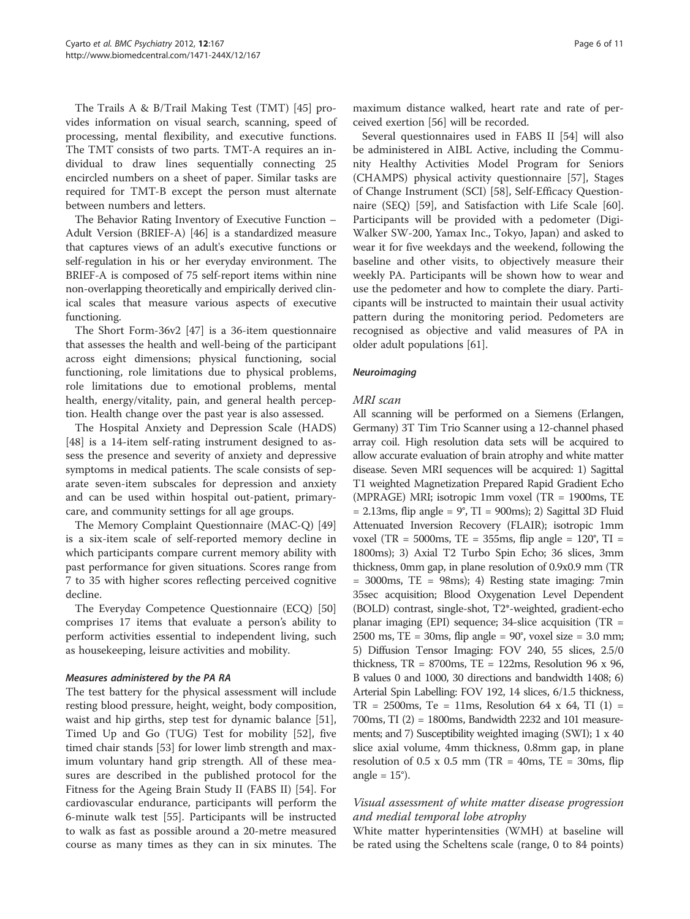The Trails A & B/Trail Making Test (TMT) [45] provides information on visual search, scanning, speed of processing, mental flexibility, and executive functions. The TMT consists of two parts. TMT-A requires an individual to draw lines sequentially connecting 25 encircled numbers on a sheet of paper. Similar tasks are required for TMT-B except the person must alternate between numbers and letters.

The Behavior Rating Inventory of Executive Function – Adult Version (BRIEF-A) [46] is a standardized measure that captures views of an adult's executive functions or self-regulation in his or her everyday environment. The BRIEF-A is composed of 75 self-report items within nine non-overlapping theoretically and empirically derived clinical scales that measure various aspects of executive functioning.

The Short Form-36v2 [47] is a 36-item questionnaire that assesses the health and well-being of the participant across eight dimensions; physical functioning, social functioning, role limitations due to physical problems, role limitations due to emotional problems, mental health, energy/vitality, pain, and general health perception. Health change over the past year is also assessed.

The Hospital Anxiety and Depression Scale (HADS) [48] is a 14-item self-rating instrument designed to assess the presence and severity of anxiety and depressive symptoms in medical patients. The scale consists of separate seven-item subscales for depression and anxiety and can be used within hospital out-patient, primary-care, and community settings for all age groups.

The Memory Complaint Questionnaire (MAC-Q) [49] is a six-item scale of self-reported memory decline in which participants compare current memory ability with past performance for given situations. Scores range from 7 to 35 with higher scores reflecting perceived cognitive decline.

The Everyday Competence Questionnaire (ECQ) [50] comprises 17 items that evaluate a person's ability to perform activities essential to independent living, such as housekeeping, leisure activities and mobility.

#### *Measures administered by the PA RA*

The test battery for the physical assessment will include resting blood pressure, height, weight, body composition, waist and hip girths, step test for dynamic balance [51], Timed Up and Go (TUG) Test for mobility [52], five timed chair stands [53] for lower limb strength and maximum voluntary hand grip strength. All of these measures are described in the published protocol for the Fitness for the Ageing Brain Study II (FABS II) [54]. For cardiovascular endurance, participants will perform the 6-minute walk test [55]. Participants will be instructed to walk as fast as possible around a 20-metre measured course as many times as they can in six minutes. The maximum distance walked, heart rate and rate of perceived exertion [56] will be recorded.

Several questionnaires used in FABS II [54] will also be administered in AIBL Active, including the Community Healthy Activities Model Program for Seniors (CHAMPS) physical activity questionnaire [57], Stages of Change Instrument (SCI) [58], Self-Efficacy Questionnaire (SEQ) [59], and Satisfaction with Life Scale [60]. Participants will be provided with a pedometer (Digi-Walker SW-200, Yamax Inc., Tokyo, Japan) and asked to wear it for five weekdays and the weekend, following the baseline and other visits, to objectively measure their weekly PA. Participants will be shown how to wear and use the pedometer and how to complete the diary. Participants will be instructed to maintain their usual activity pattern during the monitoring period. Pedometers are recognised as objective and valid measures of PA in older adult populations [61].

#### *Neuroimaging*

##### *MRI scan*

All scanning will be performed on a Siemens (Erlangen, Germany) 3T Tim Trio Scanner using a 12-channel phased array coil. High resolution data sets will be acquired to allow accurate evaluation of brain atrophy and white matter disease. Seven MRI sequences will be acquired: 1) Sagittal T1 weighted Magnetization Prepared Rapid Gradient Echo (MPRAGE) MRI; isotropic 1mm voxel (TR = 1900ms, TE = 2.13ms, flip angle = 9°, TI = 900ms); 2) Sagittal 3D Fluid Attenuated Inversion Recovery (FLAIR); isotropic 1mm voxel (TR = 5000ms, TE = 355ms, flip angle = 120°, TI = 1800ms); 3) Axial T2 Turbo Spin Echo; 36 slices, 3mm thickness, 0mm gap, in plane resolution of 0.9x0.9 mm (TR = 3000ms, TE = 98ms); 4) Resting state imaging: 7min 35sec acquisition; Blood Oxygenation Level Dependent (BOLD) contrast, single-shot, T2*-weighted, gradient-echo planar imaging (EPI) sequence; 34-slice acquisition (TR = 2500 ms, TE = 30ms, flip angle = 90°, voxel size = 3.0 mm; 5) Diffusion Tensor Imaging: FOV 240, 55 slices, 2.5/0 thickness, TR = 8700ms, TE = 122ms, Resolution 96 x 96, B values 0 and 1000, 30 directions and bandwidth 1408; 6) Arterial Spin Labelling: FOV 192, 14 slices, 6/1.5 thickness, TR = 2500ms, Te = 11ms, Resolution 64 x 64, TI (1) = 700ms, TI (2) = 1800ms, Bandwidth 2232 and 101 measurements; and 7) Susceptibility weighted imaging (SWI); 1 x 40 slice axial volume, 4mm thickness, 0.8mm gap, in plane resolution of 0.5 x 0.5 mm (TR = 40ms, TE = 30ms, flip angle = 15°).

##### *Visual assessment of white matter disease progression and medial temporal lobe atrophy*

White matter hyperintensities (WMH) at baseline will be rated using the Scheltens scale (range, 0 to 84 points)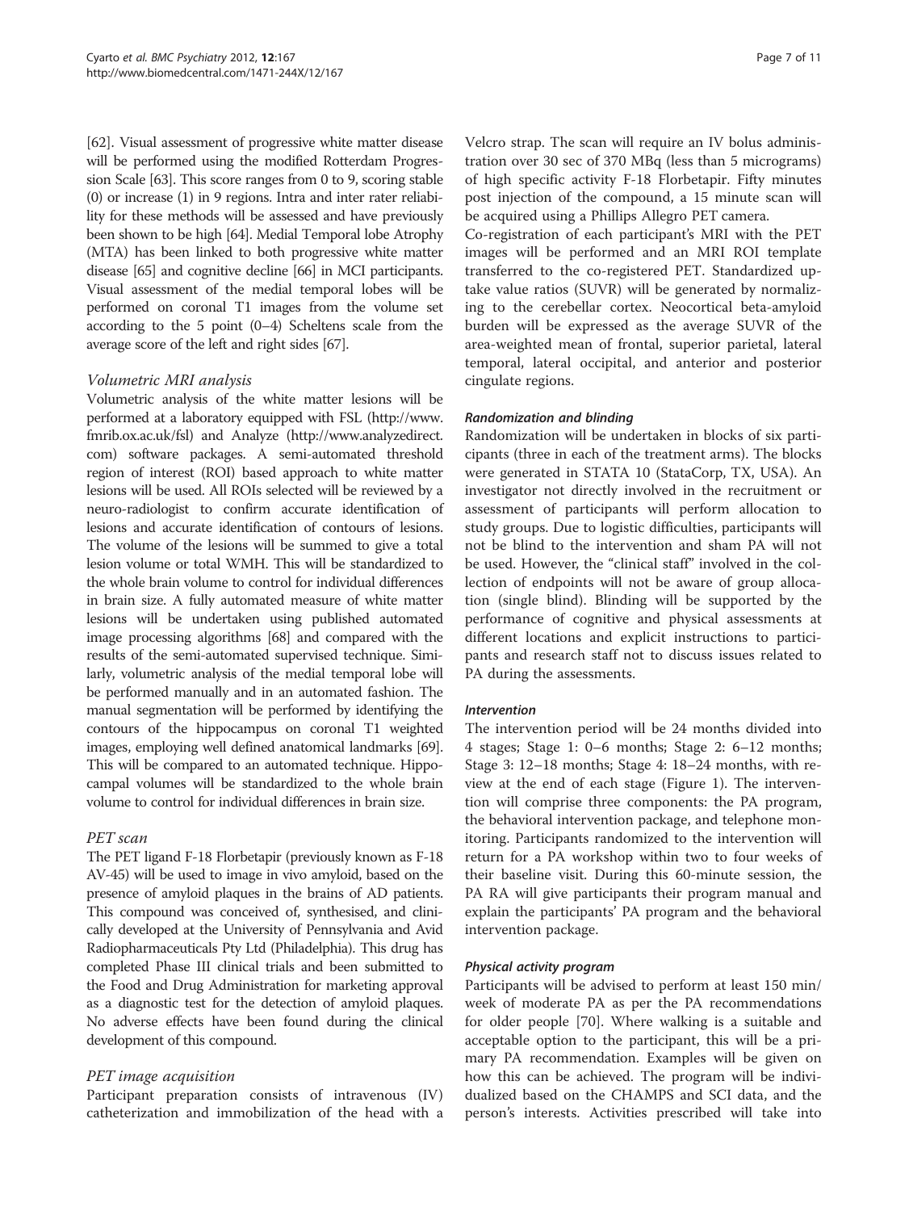[62]. Visual assessment of progressive white matter disease will be performed using the modified Rotterdam Progression Scale [63]. This score ranges from 0 to 9, scoring stable (0) or increase (1) in 9 regions. Intra and inter rater reliability for these methods will be assessed and have previously been shown to be high [64]. Medial Temporal lobe Atrophy (MTA) has been linked to both progressive white matter disease [65] and cognitive decline [66] in MCI participants. Visual assessment of the medial temporal lobes will be performed on coronal T1 images from the volume set according to the 5 point (0–4) Scheltens scale from the average score of the left and right sides [67].

### *Volumetric MRI analysis*

Volumetric analysis of the white matter lesions will be performed at a laboratory equipped with FSL (http://www.fmrib.ox.ac.uk/fsl) and Analyze (http://www.analyzedirect.com) software packages. A semi-automated threshold region of interest (ROI) based approach to white matter lesions will be used. All ROIs selected will be reviewed by a neuro-radiologist to confirm accurate identification of lesions and accurate identification of contours of lesions. The volume of the lesions will be summed to give a total lesion volume or total WMH. This will be standardized to the whole brain volume to control for individual differences in brain size. A fully automated measure of white matter lesions will be undertaken using published automated image processing algorithms [68] and compared with the results of the semi-automated supervised technique. Similarly, volumetric analysis of the medial temporal lobe will be performed manually and in an automated fashion. The manual segmentation will be performed by identifying the contours of the hippocampus on coronal T1 weighted images, employing well defined anatomical landmarks [69]. This will be compared to an automated technique. Hippocampal volumes will be standardized to the whole brain volume to control for individual differences in brain size.

### *PET scan*

The PET ligand F-18 Florbetapir (previously known as F-18 AV-45) will be used to image in vivo amyloid, based on the presence of amyloid plaques in the brains of AD patients. This compound was conceived of, synthesised, and clinically developed at the University of Pennsylvania and Avid Radiopharmaceuticals Pty Ltd (Philadelphia). This drug has completed Phase III clinical trials and been submitted to the Food and Drug Administration for marketing approval as a diagnostic test for the detection of amyloid plaques. No adverse effects have been found during the clinical development of this compound.

### *PET image acquisition*

Participant preparation consists of intravenous (IV) catheterization and immobilization of the head with a Velcro strap. The scan will require an IV bolus administration over 30 sec of 370 MBq (less than 5 micrograms) of high specific activity F-18 Florbetapir. Fifty minutes post injection of the compound, a 15 minute scan will be acquired using a Phillips Allegro PET camera.

Co-registration of each participant's MRI with the PET images will be performed and an MRI ROI template transferred to the co-registered PET. Standardized uptake value ratios (SUVR) will be generated by normalizing to the cerebellar cortex. Neocortical beta-amyloid burden will be expressed as the average SUVR of the area-weighted mean of frontal, superior parietal, lateral temporal, lateral occipital, and anterior and posterior cingulate regions.

#### **Randomization and blinding**

Randomization will be undertaken in blocks of six participants (three in each of the treatment arms). The blocks were generated in STATA 10 (StataCorp, TX, USA). An investigator not directly involved in the recruitment or assessment of participants will perform allocation to study groups. Due to logistic difficulties, participants will not be blind to the intervention and sham PA will not be used. However, the "clinical staff" involved in the collection of endpoints will not be aware of group allocation (single blind). Blinding will be supported by the performance of cognitive and physical assessments at different locations and explicit instructions to participants and research staff not to discuss issues related to PA during the assessments.

#### **Intervention**

The intervention period will be 24 months divided into 4 stages; Stage 1: 0–6 months; Stage 2: 6–12 months; Stage 3: 12–18 months; Stage 4: 18–24 months, with review at the end of each stage (Figure 1). The intervention will comprise three components: the PA program, the behavioral intervention package, and telephone monitoring. Participants randomized to the intervention will return for a PA workshop within two to four weeks of their baseline visit. During this 60-minute session, the PA RA will give participants their program manual and explain the participants' PA program and the behavioral intervention package.

#### **Physical activity program**

Participants will be advised to perform at least 150 min/week of moderate PA as per the PA recommendations for older people [70]. Where walking is a suitable and acceptable option to the participant, this will be a primary PA recommendation. Examples will be given on how this can be achieved. The program will be individualized based on the CHAMPS and SCI data, and the person's interests. Activities prescribed will take into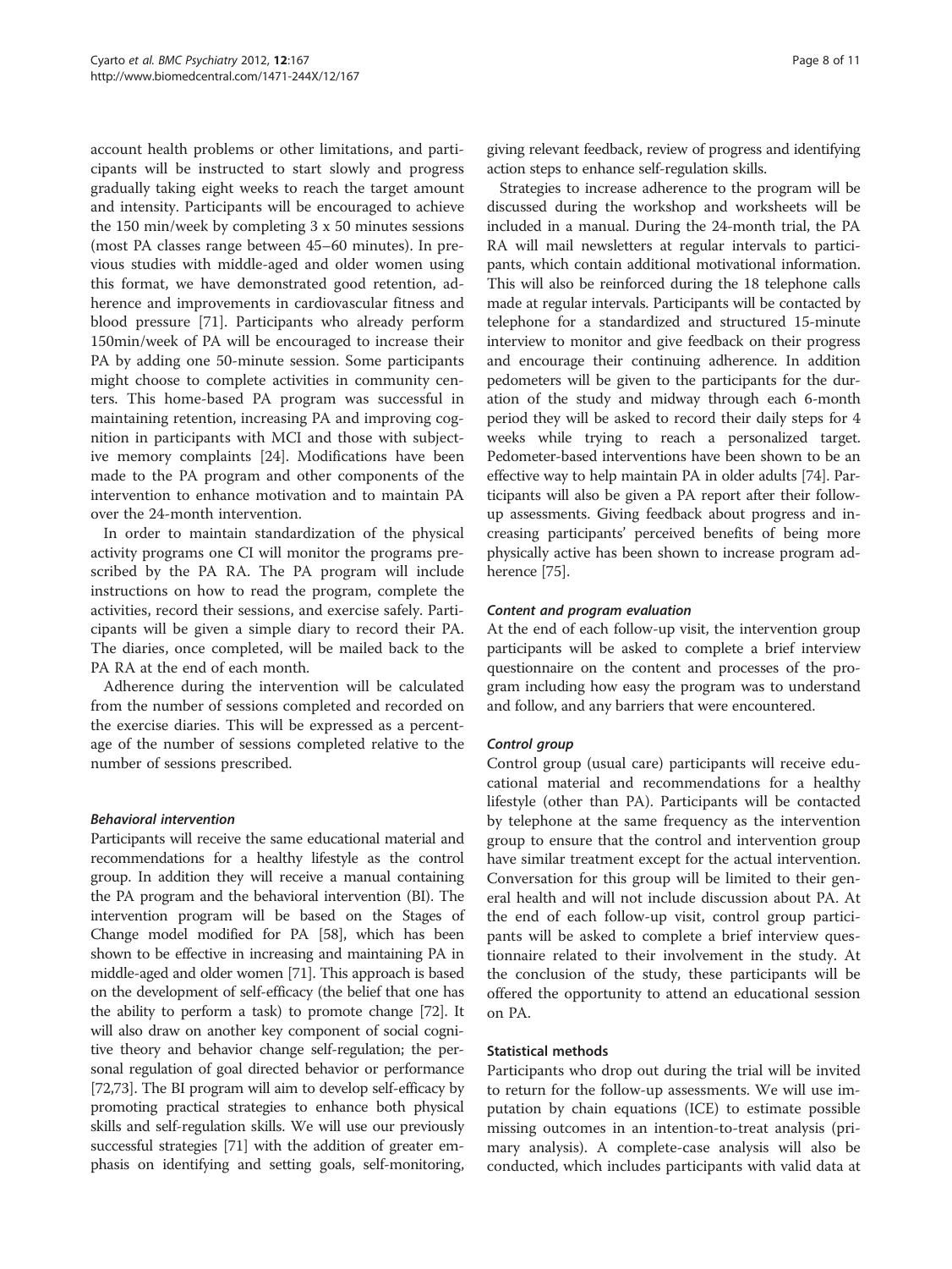account health problems or other limitations, and participants will be instructed to start slowly and progress gradually taking eight weeks to reach the target amount and intensity. Participants will be encouraged to achieve the 150 min/week by completing 3 x 50 minutes sessions (most PA classes range between 45–60 minutes). In previous studies with middle-aged and older women using this format, we have demonstrated good retention, adherence and improvements in cardiovascular fitness and blood pressure [71]. Participants who already perform 150min/week of PA will be encouraged to increase their PA by adding one 50-minute session. Some participants might choose to complete activities in community centers. This home-based PA program was successful in maintaining retention, increasing PA and improving cognition in participants with MCI and those with subjective memory complaints [24]. Modifications have been made to the PA program and other components of the intervention to enhance motivation and to maintain PA over the 24-month intervention.

In order to maintain standardization of the physical activity programs one CI will monitor the programs prescribed by the PA RA. The PA program will include instructions on how to read the program, complete the activities, record their sessions, and exercise safely. Participants will be given a simple diary to record their PA. The diaries, once completed, will be mailed back to the PA RA at the end of each month.

Adherence during the intervention will be calculated from the number of sessions completed and recorded on the exercise diaries. This will be expressed as a percentage of the number of sessions completed relative to the number of sessions prescribed.

#### *Behavioral intervention*

Participants will receive the same educational material and recommendations for a healthy lifestyle as the control group. In addition they will receive a manual containing the PA program and the behavioral intervention (BI). The intervention program will be based on the Stages of Change model modified for PA [58], which has been shown to be effective in increasing and maintaining PA in middle-aged and older women [71]. This approach is based on the development of self-efficacy (the belief that one has the ability to perform a task) to promote change [72]. It will also draw on another key component of social cognitive theory and behavior change self-regulation; the personal regulation of goal directed behavior or performance [72,73]. The BI program will aim to develop self-efficacy by promoting practical strategies to enhance both physical skills and self-regulation skills. We will use our previously successful strategies [71] with the addition of greater emphasis on identifying and setting goals, self-monitoring, giving relevant feedback, review of progress and identifying action steps to enhance self-regulation skills.

Strategies to increase adherence to the program will be discussed during the workshop and worksheets will be included in a manual. During the 24-month trial, the PA RA will mail newsletters at regular intervals to participants, which contain additional motivational information. This will also be reinforced during the 18 telephone calls made at regular intervals. Participants will be contacted by telephone for a standardized and structured 15-minute interview to monitor and give feedback on their progress and encourage their continuing adherence. In addition pedometers will be given to the participants for the duration of the study and midway through each 6-month period they will be asked to record their daily steps for 4 weeks while trying to reach a personalized target. Pedometer-based interventions have been shown to be an effective way to help maintain PA in older adults [74]. Participants will also be given a PA report after their follow-up assessments. Giving feedback about progress and increasing participants' perceived benefits of being more physically active has been shown to increase program adherence [75].

#### *Content and program evaluation*

At the end of each follow-up visit, the intervention group participants will be asked to complete a brief interview questionnaire on the content and processes of the program including how easy the program was to understand and follow, and any barriers that were encountered.

#### *Control group*

Control group (usual care) participants will receive educational material and recommendations for a healthy lifestyle (other than PA). Participants will be contacted by telephone at the same frequency as the intervention group to ensure that the control and intervention group have similar treatment except for the actual intervention. Conversation for this group will be limited to their general health and will not include discussion about PA. At the end of each follow-up visit, control group participants will be asked to complete a brief interview questionnaire related to their involvement in the study. At the conclusion of the study, these participants will be offered the opportunity to attend an educational session on PA.

### Statistical methods

Participants who drop out during the trial will be invited to return for the follow-up assessments. We will use imputation by chain equations (ICE) to estimate possible missing outcomes in an intention-to-treat analysis (primary analysis). A complete-case analysis will also be conducted, which includes participants with valid data at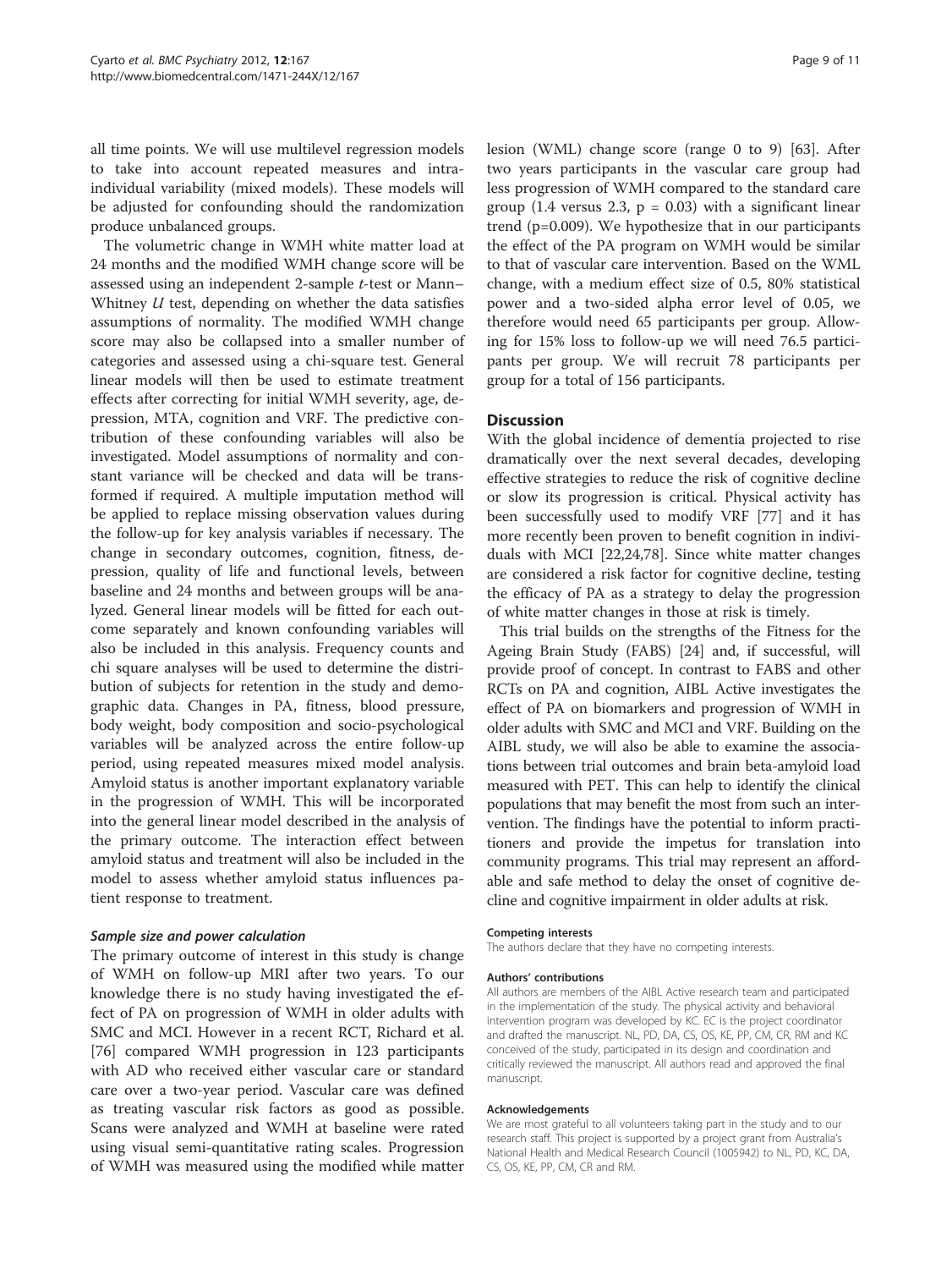all time points. We will use multilevel regression models to take into account repeated measures and intra-individual variability (mixed models). These models will be adjusted for confounding should the randomization produce unbalanced groups.

The volumetric change in WMH white matter load at 24 months and the modified WMH change score will be assessed using an independent 2-sample *t*-test or Mann–Whitney *U* test, depending on whether the data satisfies assumptions of normality. The modified WMH change score may also be collapsed into a smaller number of categories and assessed using a chi-square test. General linear models will then be used to estimate treatment effects after correcting for initial WMH severity, age, depression, MTA, cognition and VRF. The predictive contribution of these confounding variables will also be investigated. Model assumptions of normality and constant variance will be checked and data will be transformed if required. A multiple imputation method will be applied to replace missing observation values during the follow-up for key analysis variables if necessary. The change in secondary outcomes, cognition, fitness, depression, quality of life and functional levels, between baseline and 24 months and between groups will be analyzed. General linear models will be fitted for each outcome separately and known confounding variables will also be included in this analysis. Frequency counts and chi square analyses will be used to determine the distribution of subjects for retention in the study and demographic data. Changes in PA, fitness, blood pressure, body weight, body composition and socio-psychological variables will be analyzed across the entire follow-up period, using repeated measures mixed model analysis. Amyloid status is another important explanatory variable in the progression of WMH. This will be incorporated into the general linear model described in the analysis of the primary outcome. The interaction effect between amyloid status and treatment will also be included in the model to assess whether amyloid status influences patient response to treatment.

### *Sample size and power calculation*

The primary outcome of interest in this study is change of WMH on follow-up MRI after two years. To our knowledge there is no study having investigated the effect of PA on progression of WMH in older adults with SMC and MCI. However in a recent RCT, Richard et al. [76] compared WMH progression in 123 participants with AD who received either vascular care or standard care over a two-year period. Vascular care was defined as treating vascular risk factors as good as possible. Scans were analyzed and WMH at baseline were rated using visual semi-quantitative rating scales. Progression of WMH was measured using the modified while matter lesion (WML) change score (range 0 to 9) [63]. After two years participants in the vascular care group had less progression of WMH compared to the standard care group (1.4 versus 2.3, $p = 0.03$) with a significant linear trend ($p=0.009$). We hypothesize that in our participants the effect of the PA program on WMH would be similar to that of vascular care intervention. Based on the WML change, with a medium effect size of 0.5, 80% statistical power and a two-sided alpha error level of 0.05, we therefore would need 65 participants per group. Allowing for 15% loss to follow-up we will need 76.5 participants per group. We will recruit 78 participants per group for a total of 156 participants.

## Discussion

With the global incidence of dementia projected to rise dramatically over the next several decades, developing effective strategies to reduce the risk of cognitive decline or slow its progression is critical. Physical activity has been successfully used to modify VRF [77] and it has more recently been proven to benefit cognition in individuals with MCI [22,24,78]. Since white matter changes are considered a risk factor for cognitive decline, testing the efficacy of PA as a strategy to delay the progression of white matter changes in those at risk is timely.

This trial builds on the strengths of the Fitness for the Ageing Brain Study (FABS) [24] and, if successful, will provide proof of concept. In contrast to FABS and other RCTs on PA and cognition, AIBL Active investigates the effect of PA on biomarkers and progression of WMH in older adults with SMC and MCI and VRF. Building on the AIBL study, we will also be able to examine the associations between trial outcomes and brain beta-amyloid load measured with PET. This can help to identify the clinical populations that may benefit the most from such an intervention. The findings have the potential to inform practitioners and provide the impetus for translation into community programs. This trial may represent an affordable and safe method to delay the onset of cognitive decline and cognitive impairment in older adults at risk.

#### Competing interests

The authors declare that they have no competing interests.

#### Authors' contributions

All authors are members of the AIBL Active research team and participated in the implementation of the study. The physical activity and behavioral intervention program was developed by KC. EC is the project coordinator and drafted the manuscript. NL, PD, DA, CS, OS, KE, PP, CM, CR, RM and KC conceived of the study, participated in its design and coordination and critically reviewed the manuscript. All authors read and approved the final manuscript.

#### Acknowledgements

We are most grateful to all volunteers taking part in the study and to our research staff. This project is supported by a project grant from Australia's National Health and Medical Research Council (1005942) to NL, PD, KC, DA, CS, OS, KE, PP, CM, CR and RM.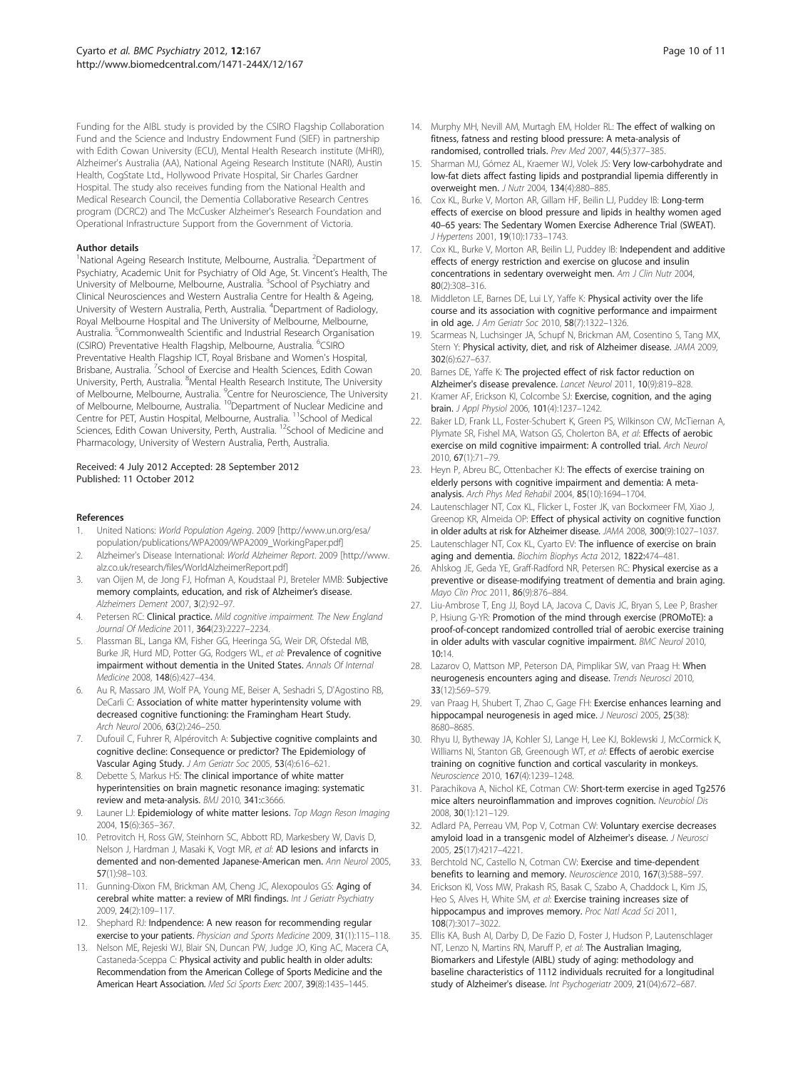Funding for the AIBL study is provided by the CSIRO Flagship Collaboration Fund and the Science and Industry Endowment Fund (SIEF) in partnership with Edith Cowan University (ECU), Mental Health Research institute (MHRI), Alzheimer's Australia (AA), National Ageing Research Institute (NARI), Austin Health, CogState Ltd., Hollywood Private Hospital, Sir Charles Gardner Hospital. The study also receives funding from the National Health and Medical Research Council, the Dementia Collaborative Research Centres program (DCRC2) and The McCusker Alzheimer's Research Foundation and Operational Infrastructure Support from the Government of Victoria.

#### Author details

[1]National Ageing Research Institute, Melbourne, Australia. [2]Department of Psychiatry, Academic Unit for Psychiatry of Old Age, St. Vincent's Health, The University of Melbourne, Melbourne, Australia. [3]School of Psychiatry and Clinical Neurosciences and Western Australia Centre for Health & Ageing, University of Western Australia, Perth, Australia. [4]Department of Radiology, Royal Melbourne Hospital and The University of Melbourne, Melbourne, Australia. [5]Commonwealth Scientific and Industrial Research Organisation (CSIRO) Preventative Health Flagship, Melbourne, Australia. [6]CSIRO Preventative Health Flagship ICT, Royal Brisbane and Women's Hospital, Brisbane, Australia. [7]School of Exercise and Health Sciences, Edith Cowan University, Perth, Australia. [8]Mental Health Research Institute, The University of Melbourne, Melbourne, Australia. [9]Centre for Neuroscience, The University of Melbourne, Melbourne, Australia. [10]Department of Nuclear Medicine and Centre for PET, Austin Hospital, Melbourne, Australia. [11]School of Medical Sciences, Edith Cowan University, Perth, Australia. [12]School of Medicine and Pharmacology, University of Western Australia, Perth, Australia.

Received: 4 July 2012 Accepted: 28 September 2012
Published: 11 October 2012

#### References

1. United Nations: *World Population Ageing*. 2009 [http://www.un.org/esa/population/publications/WPA2009/WPA2009_WorkingPaper.pdf]
2. Alzheimer's Disease International: *World Alzheimer Report*. 2009 [http://www.alz.co.uk/research/files/WorldAlzheimerReport.pdf]
3. van Oijen M, de Jong FJ, Hofman A, Koudstaal PJ, Breteler MMB: **Subjective memory complaints, education, and risk of Alzheimer's disease.** *Alzheimers Dement* 2007, **3**(2):92–97.
4. Petersen RC: **Clinical practice.** *Mild cognitive impairment. The New England Journal Of Medicine* 2011, **364**(23):2227–2234.
5. Plassman BL, Langa KM, Fisher GG, Heeringa SG, Weir DR, Ofstedal MB, Burke JR, Hurd MD, Potter GG, Rodgers WL, *et al*: **Prevalence of cognitive impairment without dementia in the United States.** *Annals Of Internal Medicine* 2008, **148**(6):427–434.
6. Au R, Massaro JM, Wolf PA, Young ME, Beiser A, Seshadri S, D'Agostino RB, DeCarli C: **Association of white matter hyperintensity volume with decreased cognitive functioning: the Framingham Heart Study.** *Arch Neurol* 2006, **63**(2):246–250.
7. Dufouil C, Fuhrer R, Alpérovitch A: **Subjective cognitive complaints and cognitive decline: Consequence or predictor? The Epidemiology of Vascular Aging Study.** *J Am Geriatr Soc* 2005, **53**(4):616–621.
8. Debette S, Markus HS: **The clinical importance of white matter hyperintensities on brain magnetic resonance imaging: systematic review and meta-analysis.** *BMJ* 2010, **341**:c3666.
9. Launer LJ: **Epidemiology of white matter lesions.** *Top Magn Reson Imaging* 2004, **15**(6):365–367.
10. Petrovitch H, Ross GW, Steinhorn SC, Abbott RD, Markesbery W, Davis D, Nelson J, Hardman J, Masaki K, Vogt MR, *et al*: **AD lesions and infarcts in demented and non-demented Japanese-American men.** *Ann Neurol* 2005, **57**(1):98–103.
11. Gunning-Dixon FM, Brickman AM, Cheng JC, Alexopoulos GS: **Aging of cerebral white matter: a review of MRI findings.** *Int J Geriatr Psychiatry* 2009, **24**(2):109–117.
12. Shephard RJ: **Indpendence: A new reason for recommending regular exercise to your patients.** *Physician and Sports Medicine* 2009, **31**(1):115–118.
13. Nelson ME, Rejeski WJ, Blair SN, Duncan PW, Judge JO, King AC, Macera CA, Castaneda-Sceppa C: **Physical activity and public health in older adults: Recommendation from the American College of Sports Medicine and the American Heart Association.** *Med Sci Sports Exerc* 2007, **39**(8):1435–1445.
14. Murphy MH, Nevill AM, Murtagh EM, Holder RL: **The effect of walking on fitness, fatness and resting blood pressure: A meta-analysis of randomised, controlled trials.** *Prev Med* 2007, **44**(5):377–385.
15. Sharman MJ, Gómez AL, Kraemer WJ, Volek JS: **Very low-carbohydrate and low-fat diets affect fasting lipids and postprandial lipemia differently in overweight men.** *J Nutr* 2004, **134**(4):880–885.
16. Cox KL, Burke V, Morton AR, Gillam HF, Beilin LJ, Puddey IB: **Long-term effects of exercise on blood pressure and lipids in healthy women aged 40–65 years: The Sedentary Women Exercise Adherence Trial (SWEAT).** *J Hypertens* 2001, **19**(10):1733–1743.
17. Cox KL, Burke V, Morton AR, Beilin LJ, Puddey IB: **Independent and additive effects of energy restriction and exercise on glucose and insulin concentrations in sedentary overweight men.** *Am J Clin Nutr* 2004, **80**(2):308–316.
18. Middleton LE, Barnes DE, Lui LY, Yaffe K: **Physical activity over the life course and its association with cognitive performance and impairment in old age.** *J Am Geriatr Soc* 2010, **58**(7):1322–1326.
19. Scarmeas N, Luchsinger JA, Schupf N, Brickman AM, Cosentino S, Tang MX, Stern Y: **Physical activity, diet, and risk of Alzheimer disease.** *JAMA* 2009, **302**(6):627–637.
20. Barnes DE, Yaffe K: **The projected effect of risk factor reduction on Alzheimer's disease prevalence.** *Lancet Neurol* 2011, **10**(9):819–828.
21. Kramer AF, Erickson KI, Colcombe SJ: **Exercise, cognition, and the aging brain.** *J Appl Physiol* 2006, **101**(4):1237–1242.
22. Baker LD, Frank LL, Foster-Schubert K, Green PS, Wilkinson CW, McTiernan A, Plymate SR, Fishel MA, Watson GS, Cholerton BA, *et al*: **Effects of aerobic exercise on mild cognitive impairment: A controlled trial.** *Arch Neurol* 2010, **67**(1):71–79.
23. Heyn P, Abreu BC, Ottenbacher KJ: **The effects of exercise training on elderly persons with cognitive impairment and dementia: A meta-analysis.** *Arch Phys Med Rehabil* 2004, **85**(10):1694–1704.
24. Lautenschlager NT, Cox KL, Flicker L, Foster JK, van Bockxmeer FM, Xiao J, Greenop KR, Almeida OP: **Effect of physical activity on cognitive function in older adults at risk for Alzheimer disease.** *JAMA* 2008, **300**(9):1027–1037.
25. Lautenschlager NT, Cox KL, Cyarto EV: **The influence of exercise on brain aging and dementia.** *Biochim Biophys Acta* 2012, **1822**:474–481.
26. Ahlskog JE, Geda YE, Graff-Radford NR, Petersen RC: **Physical exercise as a preventive or disease-modifying treatment of dementia and brain aging.** *Mayo Clin Proc* 2011, **86**(9):876–884.
27. Liu-Ambrose T, Eng JJ, Boyd LA, Jacova C, Davis JC, Bryan S, Lee P, Brasher P, Hsiung G-YR: **Promotion of the mind through exercise (PROMoTE): a proof-of-concept randomized controlled trial of aerobic exercise training in older adults with vascular cognitive impairment.** *BMC Neurol* 2010, **10**:14.
28. Lazarov O, Mattson MP, Peterson DA, Pimplikar SW, van Praag H: **When neurogenesis encounters aging and disease.** *Trends Neurosci* 2010, **33**(12):569–579.
29. van Praag H, Shubert T, Zhao C, Gage FH: **Exercise enhances learning and hippocampal neurogenesis in aged mice.** *J Neurosci* 2005, **25**(38): 8680–8685.
30. Rhyu IJ, Bytheway JA, Kohler SJ, Lange H, Lee KJ, Boklewski J, McCormick K, Williams NI, Stanton GB, Greenough WT, *et al*: **Effects of aerobic exercise training on cognitive function and cortical vascularity in monkeys.** *Neuroscience* 2010, **167**(4):1239–1248.
31. Parachikova A, Nichol KE, Cotman CW: **Short-term exercise in aged Tg2576 mice alters neuroinflammation and improves cognition.** *Neurobiol Dis* 2008, **30**(1):121–129.
32. Adlard PA, Perreau VM, Pop V, Cotman CW: **Voluntary exercise decreases amyloid load in a transgenic model of Alzheimer's disease.** *J Neurosci* 2005, **25**(17):4217–4221.
33. Berchtold NC, Castello N, Cotman CW: **Exercise and time-dependent benefits to learning and memory.** *Neuroscience* 2010, **167**(3):588–597.
34. Erickson KI, Voss MW, Prakash RS, Basak C, Szabo A, Chaddock L, Kim JS, Heo S, Alves H, White SM, *et al*: **Exercise training increases size of hippocampus and improves memory.** *Proc Natl Acad Sci* 2011, **108**(7):3017–3022.
35. Ellis KA, Bush AI, Darby D, De Fazio D, Foster J, Hudson P, Lautenschlager NT, Lenzo N, Martins RN, Maruff P, *et al*: **The Australian Imaging, Biomarkers and Lifestyle (AIBL) study of aging: methodology and baseline characteristics of 1112 individuals recruited for a longitudinal study of Alzheimer's disease.** *Int Psychogeriatr* 2009, **21**(04):672–687.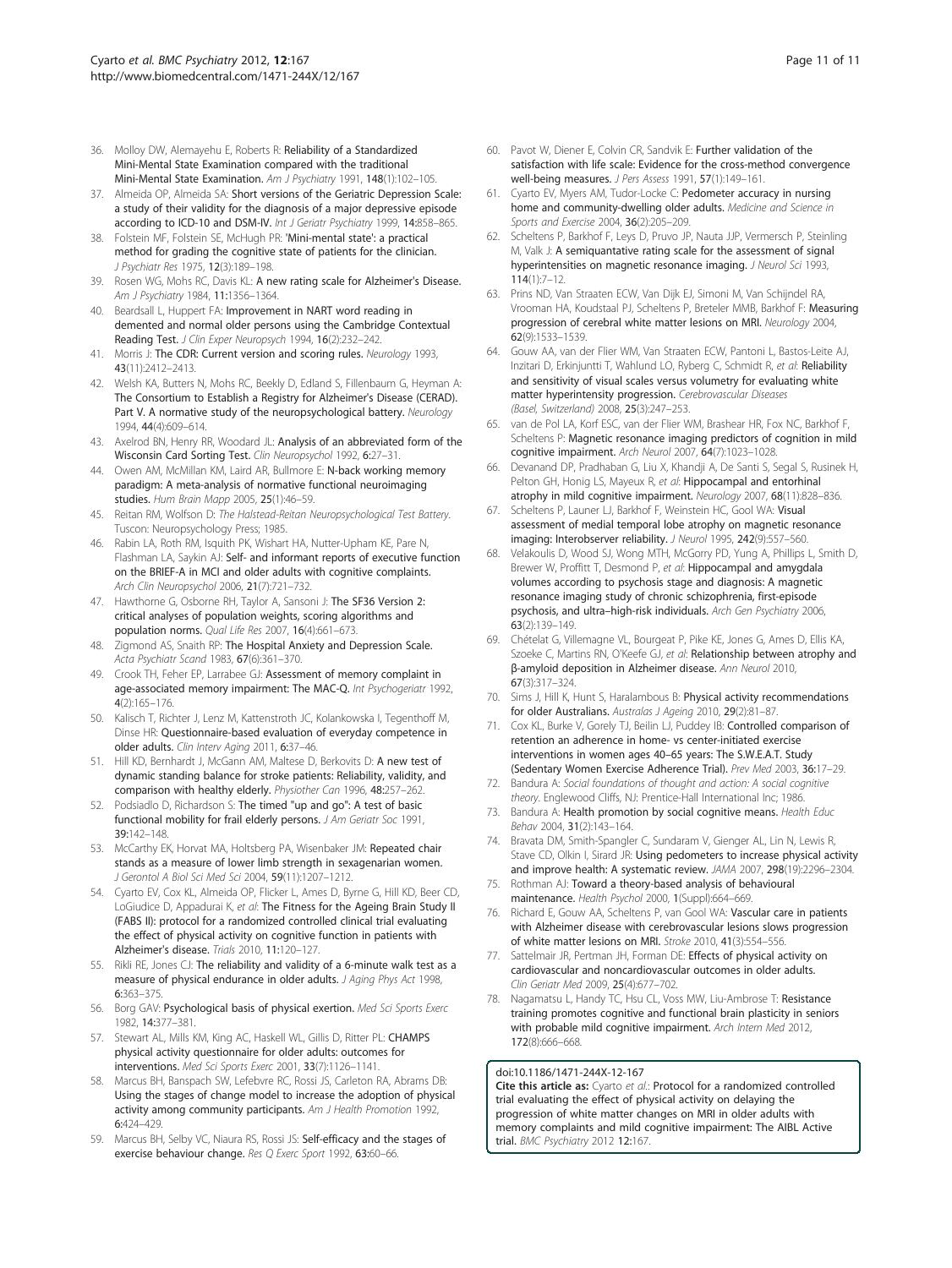36. Molloy DW, Alemayehu E, Roberts R: **Reliability of a Standardized Mini-Mental State Examination compared with the traditional Mini-Mental State Examination.** *Am J Psychiatry* 1991, **148**(1):102–105.
37. Almeida OP, Almeida SA: **Short versions of the Geriatric Depression Scale: a study of their validity for the diagnosis of a major depressive episode according to ICD-10 and DSM-IV.** *Int J Geriatr Psychiatry* 1999, **14**:858–865.
38. Folstein MF, Folstein SE, McHugh PR: **'Mini-mental state': a practical method for grading the cognitive state of patients for the clinician.** *J Psychiatr Res* 1975, **12**(3):189–198.
39. Rosen WG, Mohs RC, Davis KL: **A new rating scale for Alzheimer's Disease.** *Am J Psychiatry* 1984, **11**:1356–1364.
40. Beardsall L, Huppert FA: **Improvement in NART word reading in demented and normal older persons using the Cambridge Contextual Reading Test.** *J Clin Exper Neuropsych* 1994, **16**(2):232–242.
41. Morris J: **The CDR: Current version and scoring rules.** *Neurology* 1993, **43**(11):2412–2413.
42. Welsh KA, Butters N, Mohs RC, Beekly D, Edland S, Fillenbaum G, Heyman A: **The Consortium to Establish a Registry for Alzheimer's Disease (CERAD). Part V. A normative study of the neuropsychological battery.** *Neurology* 1994, **44**(4):609–614.
43. Axelrod BN, Henry RR, Woodard JL: **Analysis of an abbreviated form of the Wisconsin Card Sorting Test.** *Clin Neuropsychol* 1992, **6**:27–31.
44. Owen AM, McMillan KM, Laird AR, Bullmore E: **N-back working memory paradigm: A meta-analysis of normative functional neuroimaging studies.** *Hum Brain Mapp* 2005, **25**(1):46–59.
45. Reitan RM, Wolfson D: *The Halstead-Reitan Neuropsychological Test Battery.* Tuscon: Neuropsychology Press; 1985.
46. Rabin LA, Roth RM, Isquith PK, Wishart HA, Nutter-Upham KE, Pare N, Flashman LA, Saykin AJ: **Self- and informant reports of executive function on the BRIEF-A in MCI and older adults with cognitive complaints.** *Arch Clin Neuropsychol* 2006, **21**(7):721–732.
47. Hawthorne G, Osborne RH, Taylor A, Sansoni J: **The SF36 Version 2: critical analyses of population weights, scoring algorithms and population norms.** *Qual Life Res* 2007, **16**(4):661–673.
48. Zigmond AS, Snaith RP: **The Hospital Anxiety and Depression Scale.** *Acta Psychiatr Scand* 1983, **67**(6):361–370.
49. Crook TH, Feher EP, Larrabee GJ: **Assessment of memory complaint in age-associated memory impairment: The MAC-Q.** *Int Psychogeriatr* 1992, **4**(2):165–176.
50. Kalisch T, Richter J, Lenz M, Kattenstroth JC, Kolankowska I, Tegenthoff M, Dinse HR: **Questionnaire-based evaluation of everyday competence in older adults.** *Clin Interv Aging* 2011, **6**:37–46.
51. Hill KD, Bernhardt J, McGann AM, Maltese D, Berkovits D: **A new test of dynamic standing balance for stroke patients: Reliability, validity, and comparison with healthy elderly.** *Physiother Can* 1996, **48**:257–262.
52. Podsiadlo D, Richardson S: **The timed "up and go": A test of basic functional mobility for frail elderly persons.** *J Am Geriatr Soc* 1991, **39**:142–148.
53. McCarthy EK, Horvat MA, Holtsberg PA, Wisenbaker JM: **Repeated chair stands as a measure of lower limb strength in sexagenarian women.** *J Gerontol A Biol Sci Med Sci* 2004, **59**(11):1207–1212.
54. Cyarto EV, Cox KL, Almeida OP, Flicker L, Ames D, Byrne G, Hill KD, Beer CD, LoGiudice D, Appadurai K, *et al*: **The Fitness for the Ageing Brain Study II (FABS II): protocol for a randomized controlled clinical trial evaluating the effect of physical activity on cognitive function in patients with Alzheimer's disease.** *Trials* 2010, **11**:120–127.
55. Rikli RE, Jones CJ: **The reliability and validity of a 6-minute walk test as a measure of physical endurance in older adults.** *J Aging Phys Act* 1998, **6**:363–375.
56. Borg GAV: **Psychological basis of physical exertion.** *Med Sci Sports Exerc* 1982, **14**:377–381.
57. Stewart AL, Mills KM, King AC, Haskell WL, Gillis D, Ritter PL: **CHAMPS physical activity questionnaire for older adults: outcomes for interventions.** *Med Sci Sports Exerc* 2001, **33**(7):1126–1141.
58. Marcus BH, Banspach SW, Lefebvre RC, Rossi JS, Carleton RA, Abrams DB: **Using the stages of change model to increase the adoption of physical activity among community participants.** *Am J Health Promotion* 1992, **6**:424–429.
59. Marcus BH, Selby VC, Niaura RS, Rossi JS: **Self-efficacy and the stages of exercise behaviour change.** *Res Q Exerc Sport* 1992, **63**:60–66.
60. Pavot W, Diener E, Colvin CR, Sandvik E: **Further validation of the satisfaction with life scale: Evidence for the cross-method convergence well-being measures.** *J Pers Assess* 1991, **57**(1):149–161.
61. Cyarto EV, Myers AM, Tudor-Locke C: **Pedometer accuracy in nursing home and community-dwelling older adults.** *Medicine and Science in Sports and Exercise* 2004, **36**(2):205–209.
62. Scheltens P, Barkhof F, Leys D, Pruvo JP, Nauta JJP, Vermersch P, Steinling M, Valk J: **A semiquantative rating scale for the assessment of signal hyperintensities on magnetic resonance imaging.** *J Neurol Sci* 1993, **114**(1):7–12.
63. Prins ND, Van Straaten ECW, Van Dijk EJ, Simoni M, Van Schijndel RA, Vrooman HA, Koudstaal PJ, Scheltens P, Breteler MMB, Barkhof F: **Measuring progression of cerebral white matter lesions on MRI.** *Neurology* 2004, **62**(9):1533–1539.
64. Gouw AA, van der Flier WM, Van Straaten ECW, Pantoni L, Bastos-Leite AJ, Inzitari D, Erkinjuntti T, Wahlund LO, Ryberg C, Schmidt R, *et al*: **Reliability and sensitivity of visual scales versus volumetry for evaluating white matter hyperintensity progression.** *Cerebrovascular Diseases (Basel, Switzerland)* 2008, **25**(3):247–253.
65. van de Pol LA, Korf ESC, van der Flier WM, Brashear HR, Fox NC, Barkhof F, Scheltens P: **Magnetic resonance imaging predictors of cognition in mild cognitive impairment.** *Arch Neurol* 2007, **64**(7):1023–1028.
66. Devanand DP, Pradhaban G, Liu X, Khandji A, De Santi S, Segal S, Rusinek H, Pelton GH, Honig LS, Mayeux R, *et al*: **Hippocampal and entorhinal atrophy in mild cognitive impairment.** *Neurology* 2007, **68**(11):828–836.
67. Scheltens P, Launer LJ, Barkhof F, Weinstein HC, Gool WA: **Visual assessment of medial temporal lobe atrophy on magnetic resonance imaging: Interobserver reliability.** *J Neurol* 1995, **242**(9):557–560.
68. Velakoulis D, Wood SJ, Wong MTH, McGorry PD, Yung A, Phillips L, Smith D, Brewer W, Proffitt T, Desmond P, *et al*: **Hippocampal and amygdala volumes according to psychosis stage and diagnosis: A magnetic resonance imaging study of chronic schizophrenia, first-episode psychosis, and ultra–high-risk individuals.** *Arch Gen Psychiatry* 2006, **63**(2):139–149.
69. Chételat G, Villemagne VL, Bourgeat P, Pike KE, Jones G, Ames D, Ellis KA, Szoeke C, Martins RN, O'Keefe GJ, *et al*: **Relationship between atrophy and β-amyloid deposition in Alzheimer disease.** *Ann Neurol* 2010, **67**(3):317–324.
70. Sims J, Hill K, Hunt S, Haralambous B: **Physical activity recommendations for older Australians.** *Australas J Ageing* 2010, **29**(2):81–87.
71. Cox KL, Burke V, Gorely TJ, Beilin LJ, Puddey IB: **Controlled comparison of retention an adherence in home- vs center-initiated exercise interventions in women ages 40–65 years: The S.W.E.A.T. Study (Sedentary Women Exercise Adherence Trial).** *Prev Med* 2003, **36**:17–29.
72. Bandura A: *Social foundations of thought and action: A social cognitive theory.* Englewood Cliffs, NJ: Prentice-Hall International Inc; 1986.
73. Bandura A: **Health promotion by social cognitive means.** *Health Educ Behav* 2004, **31**(2):143–164.
74. Bravata DM, Smith-Spangler C, Sundaram V, Gienger AL, Lin N, Lewis R, Stave CD, Olkin I, Sirard JR: **Using pedometers to increase physical activity and improve health: A systematic review.** *JAMA* 2007, **298**(19):2296–2304.
75. Rothman AJ: **Toward a theory-based analysis of behavioural maintenance.** *Health Psychol* 2000, **1**(Suppl):664–669.
76. Richard E, Gouw AA, Scheltens P, van Gool WA: **Vascular care in patients with Alzheimer disease with cerebrovascular lesions slows progression of white matter lesions on MRI.** *Stroke* 2010, **41**(3):554–556.
77. Sattelmair JR, Pertman JH, Forman DE: **Effects of physical activity on cardiovascular and noncardiovascular outcomes in older adults.** *Clin Geriatr Med* 2009, **25**(4):677–702.
78. Nagamatsu L, Handy TC, Hsu CL, Voss MW, Liu-Ambrose T: **Resistance training promotes cognitive and functional brain plasticity in seniors with probable mild cognitive impairment.** *Arch Intern Med* 2012, **172**(8):666–668.

doi:10.1186/1471-244X-12-167

**Cite this article as:** Cyarto *et al.*: Protocol for a randomized controlled trial evaluating the effect of physical activity on delaying the progression of white matter changes on MRI in older adults with memory complaints and mild cognitive impairment: The AIBL Active trial. *BMC Psychiatry* 2012 **12**:167.